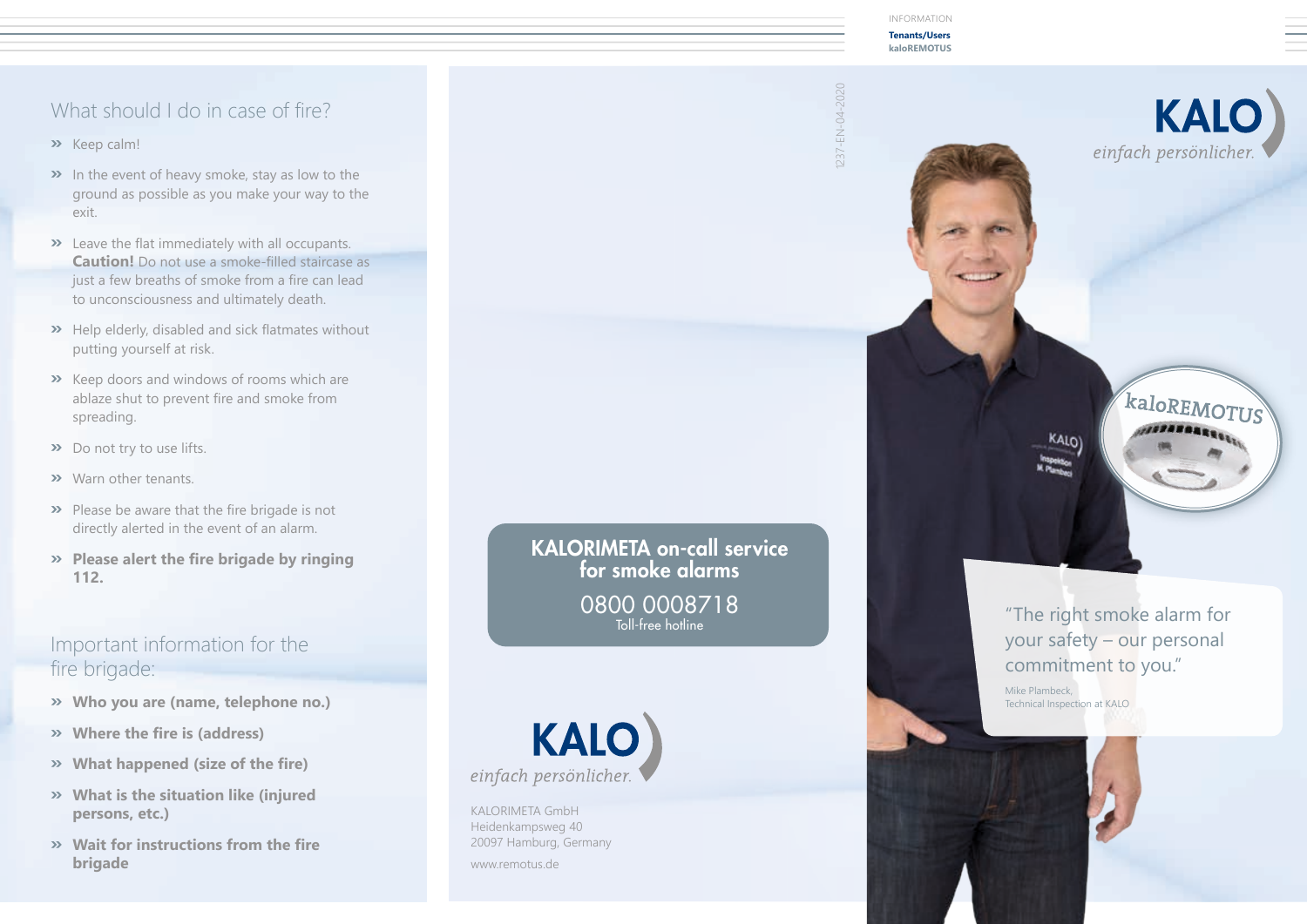INFORMATION

**Tenants/Users**
**kaloREMOTUS**

## What should I do in case of fire?

- Keep calm!
- In the event of heavy smoke, stay as low to the ground as possible as you make your way to the exit.
- Leave the flat immediately with all occupants. **Caution!** Do not use a smoke-filled staircase as just a few breaths of smoke from a fire can lead to unconsciousness and ultimately death.
- Help elderly, disabled and sick flatmates without putting yourself at risk.
- Keep doors and windows of rooms which are ablaze shut to prevent fire and smoke from spreading.
- Do not try to use lifts.
- Warn other tenants.
- Please be aware that the fire brigade is not directly alerted in the event of an alarm.
- **Please alert the fire brigade by ringing 112.**

## Important information for the fire brigade:

- **Who you are (name, telephone no.)**
- **Where the fire is (address)**
- **What happened (size of the fire)**
- **What is the situation like (injured persons, etc.)**
- **Wait for instructions from the fire brigade**

1237-EN-04-2020

**KALORIMETA on-call service for smoke alarms**

0800 0008718
Toll-free hotline

KALO
*einfach persönlicher.*

KALORIMETA GmbH
Heidenkampsweg 40
20097 Hamburg, Germany

www.remotus.de

KALO
*einfach persönlicher.*

kaloREMOTUS

"The right smoke alarm for your safety – our personal commitment to you."

Mike Plambeck,
Technical Inspection at KALO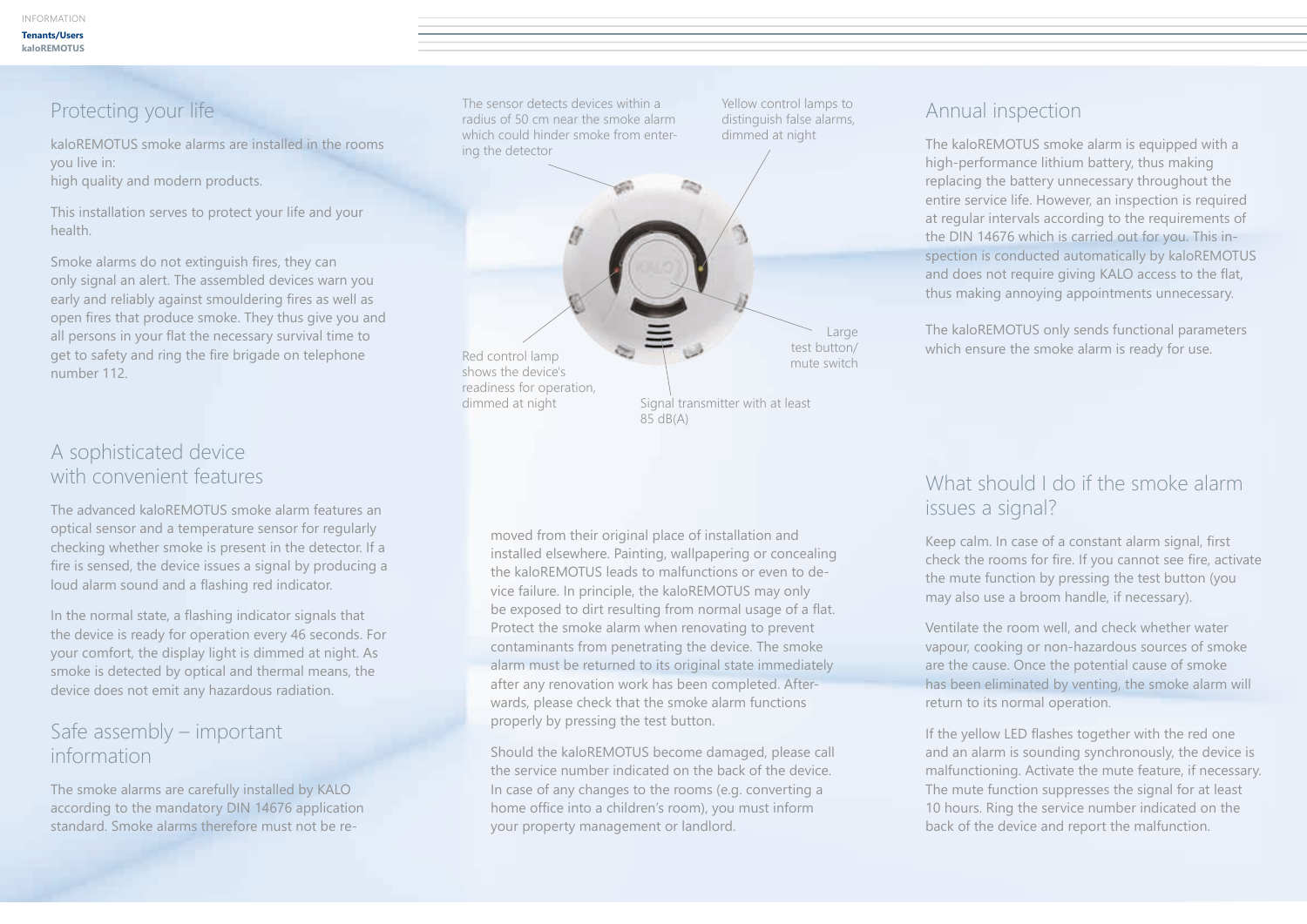## Protecting your life

kaloREMOTUS smoke alarms are installed in the rooms you live in:
high quality and modern products.

This installation serves to protect your life and your health.

Smoke alarms do not extinguish fires, they can only signal an alert. The assembled devices warn you early and reliably against smouldering fires as well as open fires that produce smoke. They thus give you and all persons in your flat the necessary survival time to get to safety and ring the fire brigade on telephone number 112.

## A sophisticated device with convenient features

The advanced kaloREMOTUS smoke alarm features an optical sensor and a temperature sensor for regularly checking whether smoke is present in the detector. If a fire is sensed, the device issues a signal by producing a loud alarm sound and a flashing red indicator.

In the normal state, a flashing indicator signals that the device is ready for operation every 46 seconds. For your comfort, the display light is dimmed at night. As smoke is detected by optical and thermal means, the device does not emit any hazardous radiation.

## Safe assembly – important information

The smoke alarms are carefully installed by KALO according to the mandatory DIN 14676 application standard. Smoke alarms therefore must not be removed from their original place of installation and installed elsewhere. Painting, wallpapering or concealing the kaloREMOTUS leads to malfunctions or even to device failure. In principle, the kaloREMOTUS may only be exposed to dirt resulting from normal usage of a flat. Protect the smoke alarm when renovating to prevent contaminants from penetrating the device. The smoke alarm must be returned to its original state immediately after any renovation work has been completed. Afterwards, please check that the smoke alarm functions properly by pressing the test button.

Should the kaloREMOTUS become damaged, please call the service number indicated on the back of the device. In case of any changes to the rooms (e.g. converting a home office into a children's room), you must inform your property management or landlord.

The sensor detects devices within a radius of 50 cm near the smoke alarm which could hinder smoke from entering the detector

Yellow control lamps to distinguish false alarms, dimmed at night

Large test button/ mute switch

Red control lamp shows the device's readiness for operation, dimmed at night

Signal transmitter with at least 85 dB(A)

## Annual inspection

The kaloREMOTUS smoke alarm is equipped with a high-performance lithium battery, thus making replacing the battery unnecessary throughout the entire service life. However, an inspection is required at regular intervals according to the requirements of the DIN 14676 which is carried out for you. This inspection is conducted automatically by kaloREMOTUS and does not require giving KALO access to the flat, thus making annoying appointments unnecessary.

The kaloREMOTUS only sends functional parameters which ensure the smoke alarm is ready for use.

## What should I do if the smoke alarm issues a signal?

Keep calm. In case of a constant alarm signal, first check the rooms for fire. If you cannot see fire, activate the mute function by pressing the test button (you may also use a broom handle, if necessary).

Ventilate the room well, and check whether water vapour, cooking or non-hazardous sources of smoke are the cause. Once the potential cause of smoke has been eliminated by venting, the smoke alarm will return to its normal operation.

If the yellow LED flashes together with the red one and an alarm is sounding synchronously, the device is malfunctioning. Activate the mute feature, if necessary. The mute function suppresses the signal for at least 10 hours. Ring the service number indicated on the back of the device and report the malfunction.